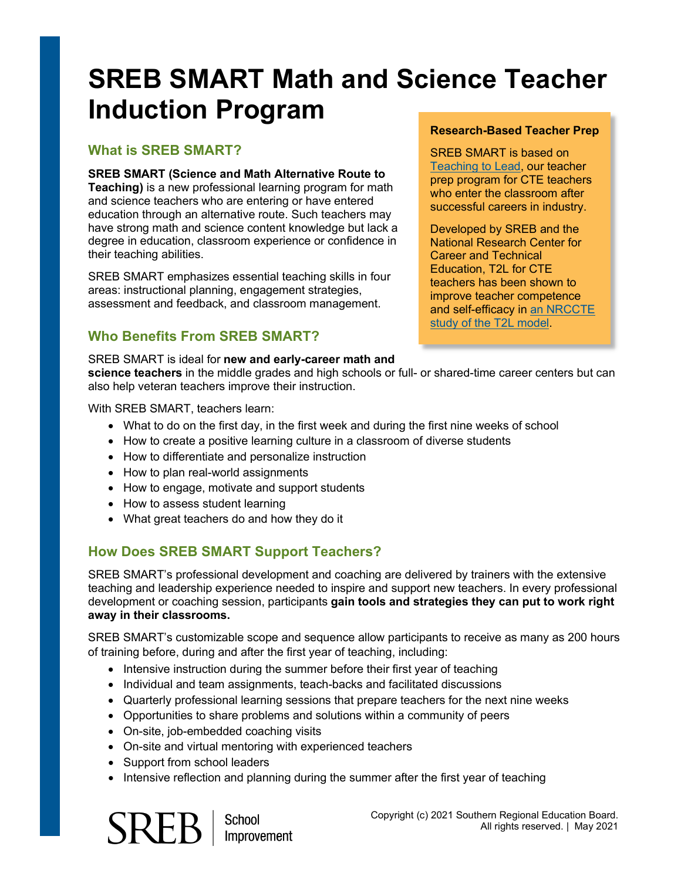# SREB SMART Math and Science Teacher Induction Program

## What is SREB SMART?

**SREB SMART (Science and Math Alternative Route to Teaching)** is a new professional learning program for math and science teachers who are entering or have entered education through an alternative route. Such teachers may have strong math and science content knowledge but lack a degree in education, classroom experience or confidence in their teaching abilities.

SREB SMART emphasizes essential teaching skills in four areas: instructional planning, engagement strategies, assessment and feedback, and classroom management.

**Research-Based Teacher Prep**

SREB SMART is based on Teaching to Lead, our teacher prep program for CTE teachers who enter the classroom after successful careers in industry.

Developed by SREB and the National Research Center for Career and Technical Education, T2L for CTE teachers has been shown to improve teacher competence and self-efficacy in an NRCCTE study of the T2L model.

## Who Benefits From SREB SMART?

SREB SMART is ideal for **new and early-career math and science teachers** in the middle grades and high schools or full- or shared-time career centers but can also help veteran teachers improve their instruction.

With SREB SMART, teachers learn:

- What to do on the first day, in the first week and during the first nine weeks of school
- How to create a positive learning culture in a classroom of diverse students
- How to differentiate and personalize instruction
- How to plan real-world assignments
- How to engage, motivate and support students
- How to assess student learning
- What great teachers do and how they do it

## How Does SREB SMART Support Teachers?

SREB SMART's professional development and coaching are delivered by trainers with the extensive teaching and leadership experience needed to inspire and support new teachers. In every professional development or coaching session, participants **gain tools and strategies they can put to work right away in their classrooms.**

SREB SMART's customizable scope and sequence allow participants to receive as many as 200 hours of training before, during and after the first year of teaching, including:

- Intensive instruction during the summer before their first year of teaching
- Individual and team assignments, teach-backs and facilitated discussions
- Quarterly professional learning sessions that prepare teachers for the next nine weeks
- Opportunities to share problems and solutions within a community of peers
- On-site, job-embedded coaching visits
- On-site and virtual mentoring with experienced teachers
- Support from school leaders
- Intensive reflection and planning during the summer after the first year of teaching

SREB | School Improvement

Copyright (c) 2021 Southern Regional Education Board. All rights reserved. | May 2021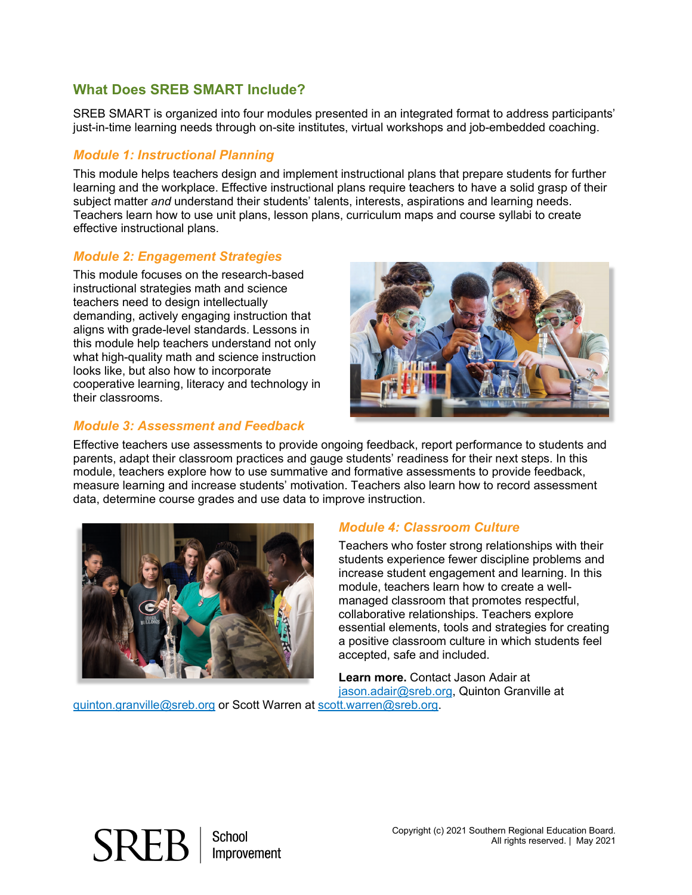## What Does SREB SMART Include?

SREB SMART is organized into four modules presented in an integrated format to address participants' just-in-time learning needs through on-site institutes, virtual workshops and job-embedded coaching.

### *Module 1: Instructional Planning*

This module helps teachers design and implement instructional plans that prepare students for further learning and the workplace. Effective instructional plans require teachers to have a solid grasp of their subject matter *and* understand their students' talents, interests, aspirations and learning needs. Teachers learn how to use unit plans, lesson plans, curriculum maps and course syllabi to create effective instructional plans.

### *Module 2: Engagement Strategies*

This module focuses on the research-based instructional strategies math and science teachers need to design intellectually demanding, actively engaging instruction that aligns with grade-level standards. Lessons in this module help teachers understand not only what high-quality math and science instruction looks like, but also how to incorporate cooperative learning, literacy and technology in their classrooms.

### *Module 3: Assessment and Feedback*

Effective teachers use assessments to provide ongoing feedback, report performance to students and parents, adapt their classroom practices and gauge students' readiness for their next steps. In this module, teachers explore how to use summative and formative assessments to provide feedback, measure learning and increase students' motivation. Teachers also learn how to record assessment data, determine course grades and use data to improve instruction.

### *Module 4: Classroom Culture*

Teachers who foster strong relationships with their students experience fewer discipline problems and increase student engagement and learning. In this module, teachers learn how to create a well-managed classroom that promotes respectful, collaborative relationships. Teachers explore essential elements, tools and strategies for creating a positive classroom culture in which students feel accepted, safe and included.

**Learn more.** Contact Jason Adair at jason.adair@sreb.org, Quinton Granville at quinton.granville@sreb.org or Scott Warren at scott.warren@sreb.org.

SREB | School Improvement

Copyright (c) 2021 Southern Regional Education Board. All rights reserved. | May 2021